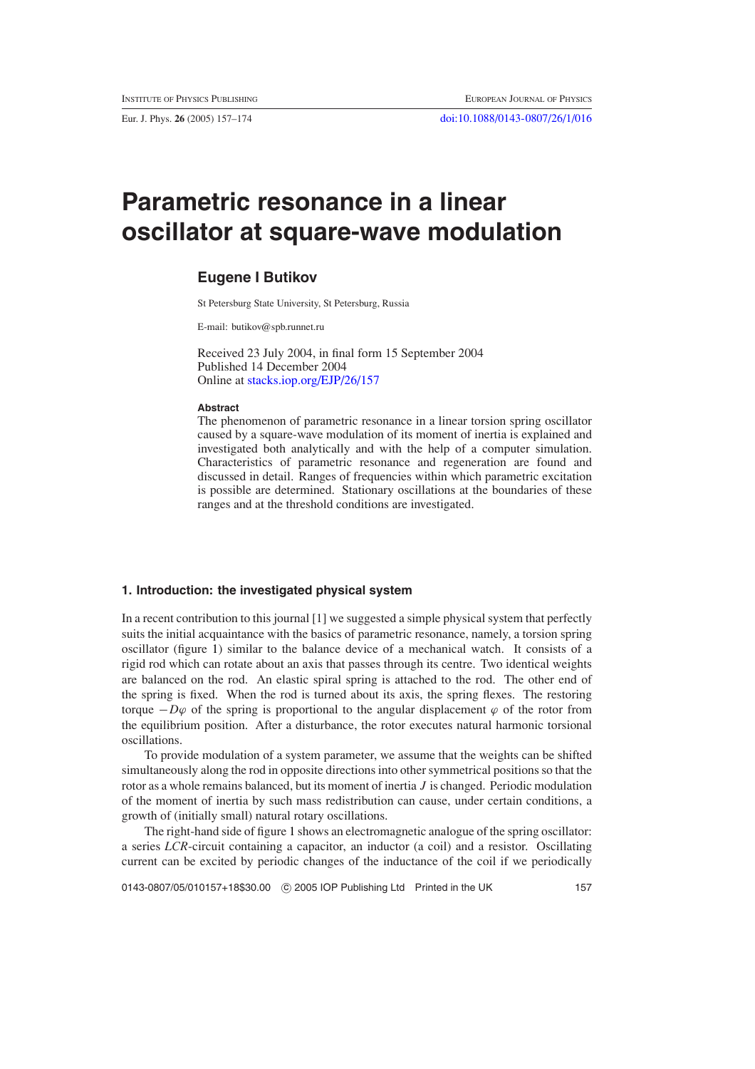# Parametric resonance in a linear oscillator at square-wave modulation

### Eugene I Butikov

St Petersburg State University, St Petersburg, Russia

E-mail: butikov@spb.runnet.ru

Received 23 July 2004, in final form 15 September 2004
Published 14 December 2004
Online at stacks.iop.org/EJP/26/157

#### Abstract

The phenomenon of parametric resonance in a linear torsion spring oscillator caused by a square-wave modulation of its moment of inertia is explained and investigated both analytically and with the help of a computer simulation. Characteristics of parametric resonance and regeneration are found and discussed in detail. Ranges of frequencies within which parametric excitation is possible are determined. Stationary oscillations at the boundaries of these ranges and at the threshold conditions are investigated.

## 1. Introduction: the investigated physical system

In a recent contribution to this journal [1] we suggested a simple physical system that perfectly suits the initial acquaintance with the basics of parametric resonance, namely, a torsion spring oscillator (figure 1) similar to the balance device of a mechanical watch. It consists of a rigid rod which can rotate about an axis that passes through its centre. Two identical weights are balanced on the rod. An elastic spiral spring is attached to the rod. The other end of the spring is fixed. When the rod is turned about its axis, the spring flexes. The restoring torque $-D\varphi$ of the spring is proportional to the angular displacement $\varphi$ of the rotor from the equilibrium position. After a disturbance, the rotor executes natural harmonic torsional oscillations.

To provide modulation of a system parameter, we assume that the weights can be shifted simultaneously along the rod in opposite directions into other symmetrical positions so that the rotor as a whole remains balanced, but its moment of inertia $J$ is changed. Periodic modulation of the moment of inertia by such mass redistribution can cause, under certain conditions, a growth of (initially small) natural rotary oscillations.

The right-hand side of figure 1 shows an electromagnetic analogue of the spring oscillator: a series *LCR*-circuit containing a capacitor, an inductor (a coil) and a resistor. Oscillating current can be excited by periodic changes of the inductance of the coil if we periodically

0143-0807/05/010157+18$30.00 © 2005 IOP Publishing Ltd Printed in the UK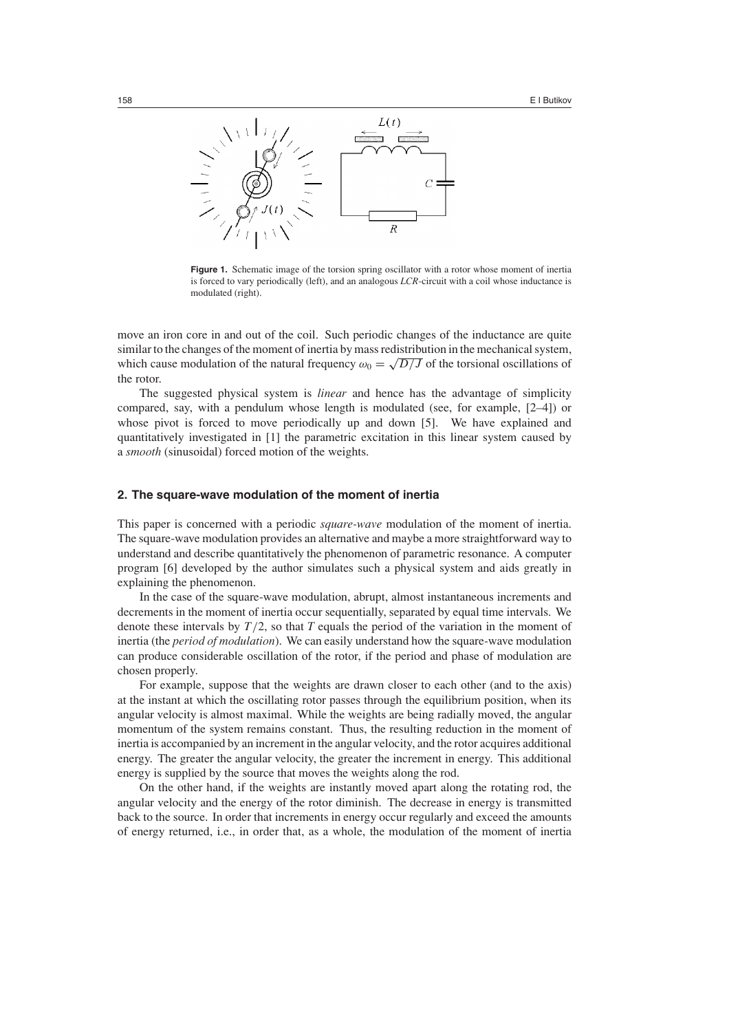**Figure 1.** Schematic image of the torsion spring oscillator with a rotor whose moment of inertia is forced to vary periodically (left), and an analogous *LCR*-circuit with a coil whose inductance is modulated (right).

move an iron core in and out of the coil. Such periodic changes of the inductance are quite similar to the changes of the moment of inertia by mass redistribution in the mechanical system, which cause modulation of the natural frequency $\omega_0 = \sqrt{D/J}$ of the torsional oscillations of the rotor.

The suggested physical system is *linear* and hence has the advantage of simplicity compared, say, with a pendulum whose length is modulated (see, for example, [2–4]) or whose pivot is forced to move periodically up and down [5]. We have explained and quantitatively investigated in [1] the parametric excitation in this linear system caused by a *smooth* (sinusoidal) forced motion of the weights.

## 2. The square-wave modulation of the moment of inertia

This paper is concerned with a periodic *square-wave* modulation of the moment of inertia. The square-wave modulation provides an alternative and maybe a more straightforward way to understand and describe quantitatively the phenomenon of parametric resonance. A computer program [6] developed by the author simulates such a physical system and aids greatly in explaining the phenomenon.

In the case of the square-wave modulation, abrupt, almost instantaneous increments and decrements in the moment of inertia occur sequentially, separated by equal time intervals. We denote these intervals by $T/2$, so that $T$ equals the period of the variation in the moment of inertia (the *period of modulation*). We can easily understand how the square-wave modulation can produce considerable oscillation of the rotor, if the period and phase of modulation are chosen properly.

For example, suppose that the weights are drawn closer to each other (and to the axis) at the instant at which the oscillating rotor passes through the equilibrium position, when its angular velocity is almost maximal. While the weights are being radially moved, the angular momentum of the system remains constant. Thus, the resulting reduction in the moment of inertia is accompanied by an increment in the angular velocity, and the rotor acquires additional energy. The greater the angular velocity, the greater the increment in energy. This additional energy is supplied by the source that moves the weights along the rod.

On the other hand, if the weights are instantly moved apart along the rotating rod, the angular velocity and the energy of the rotor diminish. The decrease in energy is transmitted back to the source. In order that increments in energy occur regularly and exceed the amounts of energy returned, i.e., in order that, as a whole, the modulation of the moment of inertia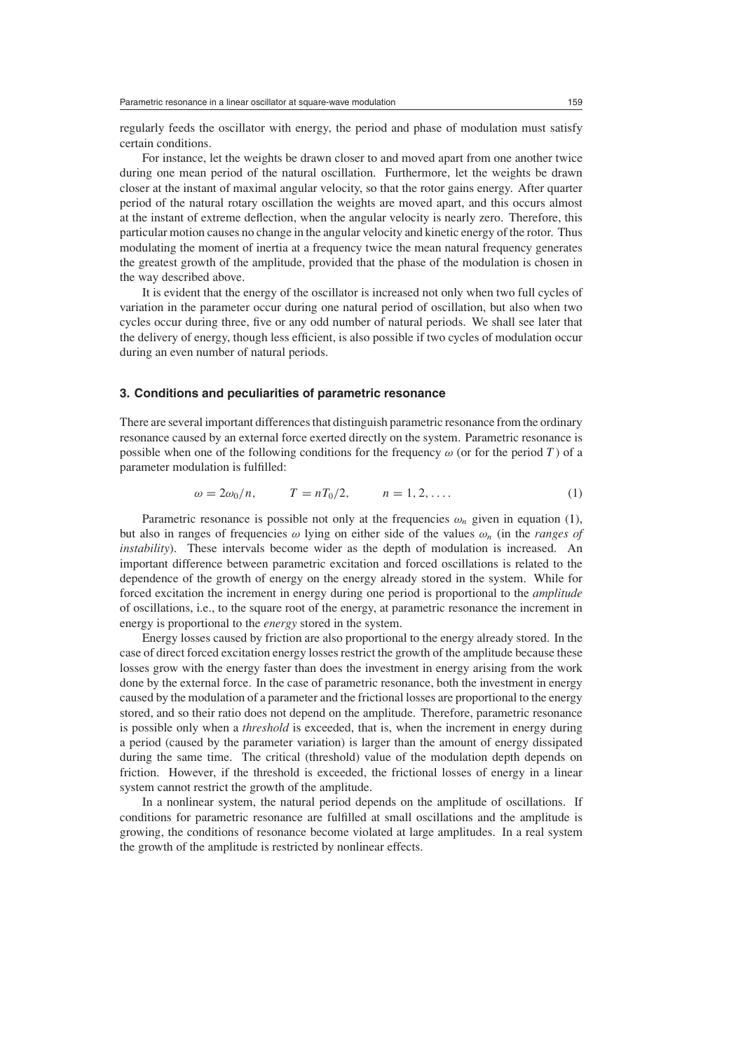regularly feeds the oscillator with energy, the period and phase of modulation must satisfy certain conditions.

For instance, let the weights be drawn closer to and moved apart from one another twice during one mean period of the natural oscillation. Furthermore, let the weights be drawn closer at the instant of maximal angular velocity, so that the rotor gains energy. After quarter period of the natural rotary oscillation the weights are moved apart, and this occurs almost at the instant of extreme deflection, when the angular velocity is nearly zero. Therefore, this particular motion causes no change in the angular velocity and kinetic energy of the rotor. Thus modulating the moment of inertia at a frequency twice the mean natural frequency generates the greatest growth of the amplitude, provided that the phase of the modulation is chosen in the way described above.

It is evident that the energy of the oscillator is increased not only when two full cycles of variation in the parameter occur during one natural period of oscillation, but also when two cycles occur during three, five or any odd number of natural periods. We shall see later that the delivery of energy, though less efficient, is also possible if two cycles of modulation occur during an even number of natural periods.

## 3. Conditions and peculiarities of parametric resonance

There are several important differences that distinguish parametric resonance from the ordinary resonance caused by an external force exerted directly on the system. Parametric resonance is possible when one of the following conditions for the frequency $\omega$ (or for the period $T$) of a parameter modulation is fulfilled:

$$\omega = 2\omega_0/n, \qquad T = nT_0/2, \qquad n = 1, 2, \ldots. \tag{1}$$

Parametric resonance is possible not only at the frequencies $\omega_n$ given in equation (1), but also in ranges of frequencies $\omega$ lying on either side of the values $\omega_n$ (in the *ranges of instability*). These intervals become wider as the depth of modulation is increased. An important difference between parametric excitation and forced oscillations is related to the dependence of the growth of energy on the energy already stored in the system. While for forced excitation the increment in energy during one period is proportional to the *amplitude* of oscillations, i.e., to the square root of the energy, at parametric resonance the increment in energy is proportional to the *energy* stored in the system.

Energy losses caused by friction are also proportional to the energy already stored. In the case of direct forced excitation energy losses restrict the growth of the amplitude because these losses grow with the energy faster than does the investment in energy arising from the work done by the external force. In the case of parametric resonance, both the investment in energy caused by the modulation of a parameter and the frictional losses are proportional to the energy stored, and so their ratio does not depend on the amplitude. Therefore, parametric resonance is possible only when a *threshold* is exceeded, that is, when the increment in energy during a period (caused by the parameter variation) is larger than the amount of energy dissipated during the same time. The critical (threshold) value of the modulation depth depends on friction. However, if the threshold is exceeded, the frictional losses of energy in a linear system cannot restrict the growth of the amplitude.

In a nonlinear system, the natural period depends on the amplitude of oscillations. If conditions for parametric resonance are fulfilled at small oscillations and the amplitude is growing, the conditions of resonance become violated at large amplitudes. In a real system the growth of the amplitude is restricted by nonlinear effects.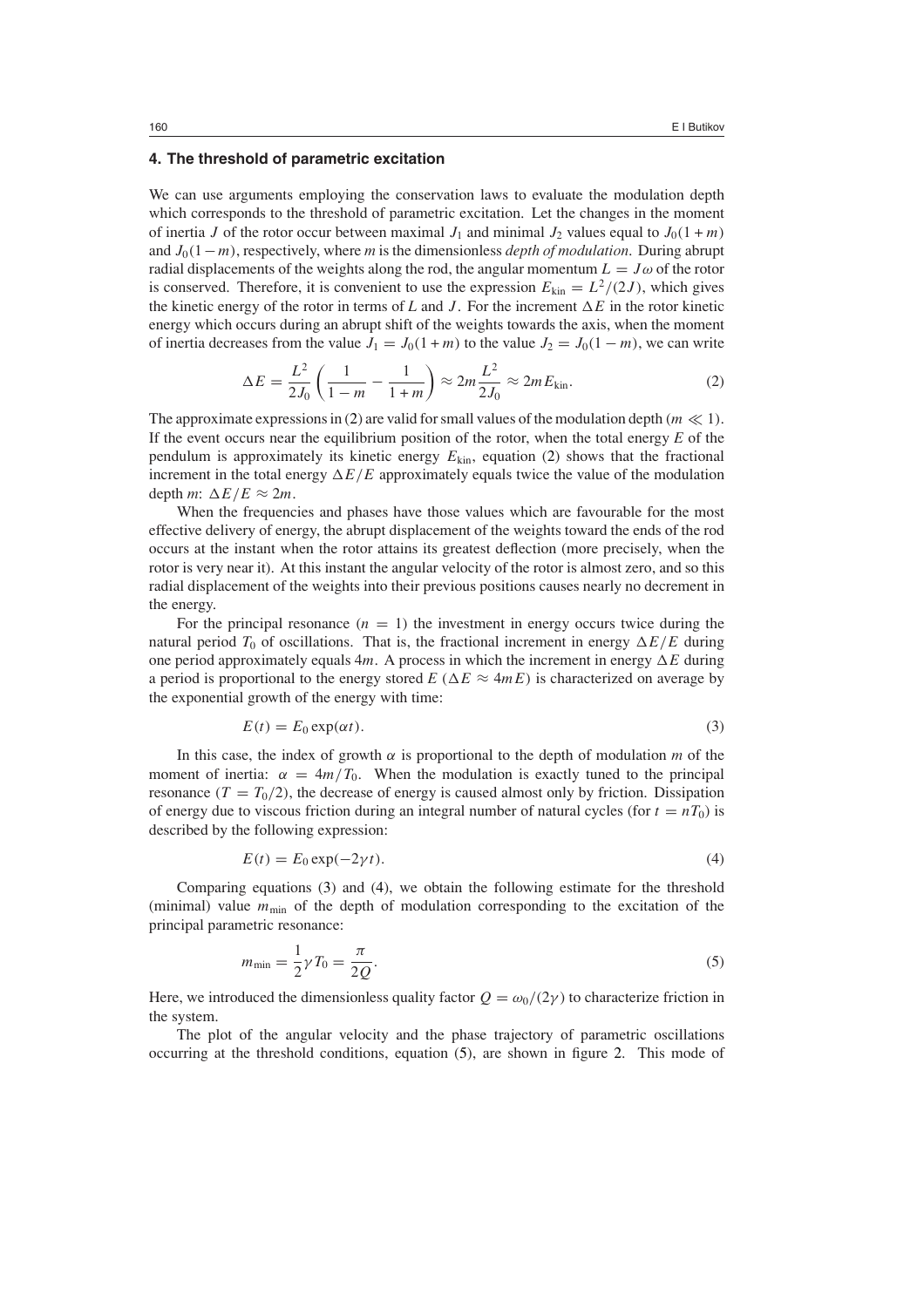## 4. The threshold of parametric excitation

We can use arguments employing the conservation laws to evaluate the modulation depth which corresponds to the threshold of parametric excitation. Let the changes in the moment of inertia $J$ of the rotor occur between maximal $J_1$ and minimal $J_2$ values equal to $J_0(1+m)$ and $J_0(1-m)$, respectively, where $m$ is the dimensionless *depth of modulation*. During abrupt radial displacements of the weights along the rod, the angular momentum $L = J\omega$ of the rotor is conserved. Therefore, it is convenient to use the expression $E_{\text{kin}} = L^2/(2J)$, which gives the kinetic energy of the rotor in terms of $L$ and $J$. For the increment $\Delta E$ in the rotor kinetic energy which occurs during an abrupt shift of the weights towards the axis, when the moment of inertia decreases from the value $J_1 = J_0(1+m)$ to the value $J_2 = J_0(1-m)$, we can write

$$\Delta E = \frac{L^2}{2J_0}\left(\frac{1}{1-m} - \frac{1}{1+m}\right) \approx 2m\frac{L^2}{2J_0} \approx 2mE_{\text{kin}}. \tag{2}$$

The approximate expressions in (2) are valid for small values of the modulation depth ($m \ll 1$). If the event occurs near the equilibrium position of the rotor, when the total energy $E$ of the pendulum is approximately its kinetic energy $E_{\text{kin}}$, equation (2) shows that the fractional increment in the total energy $\Delta E/E$ approximately equals twice the value of the modulation depth $m$: $\Delta E/E \approx 2m$.

When the frequencies and phases have those values which are favourable for the most effective delivery of energy, the abrupt displacement of the weights toward the ends of the rod occurs at the instant when the rotor attains its greatest deflection (more precisely, when the rotor is very near it). At this instant the angular velocity of the rotor is almost zero, and so this radial displacement of the weights into their previous positions causes nearly no decrement in the energy.

For the principal resonance ($n = 1$) the investment in energy occurs twice during the natural period $T_0$ of oscillations. That is, the fractional increment in energy $\Delta E/E$ during one period approximately equals $4m$. A process in which the increment in energy $\Delta E$ during a period is proportional to the energy stored $E$ ($\Delta E \approx 4mE$) is characterized on average by the exponential growth of the energy with time:

$$E(t) = E_0 \exp(\alpha t). \tag{3}$$

In this case, the index of growth $\alpha$ is proportional to the depth of modulation $m$ of the moment of inertia: $\alpha = 4m/T_0$. When the modulation is exactly tuned to the principal resonance ($T = T_0/2$), the decrease of energy is caused almost only by friction. Dissipation of energy due to viscous friction during an integral number of natural cycles (for $t = nT_0$) is described by the following expression:

$$E(t) = E_0 \exp(-2\gamma t). \tag{4}$$

Comparing equations (3) and (4), we obtain the following estimate for the threshold (minimal) value $m_{\text{min}}$ of the depth of modulation corresponding to the excitation of the principal parametric resonance:

$$m_{\text{min}} = \frac{1}{2}\gamma T_0 = \frac{\pi}{2Q}. \tag{5}$$

Here, we introduced the dimensionless quality factor $Q = \omega_0/(2\gamma)$ to characterize friction in the system.

The plot of the angular velocity and the phase trajectory of parametric oscillations occurring at the threshold conditions, equation (5), are shown in figure 2. This mode of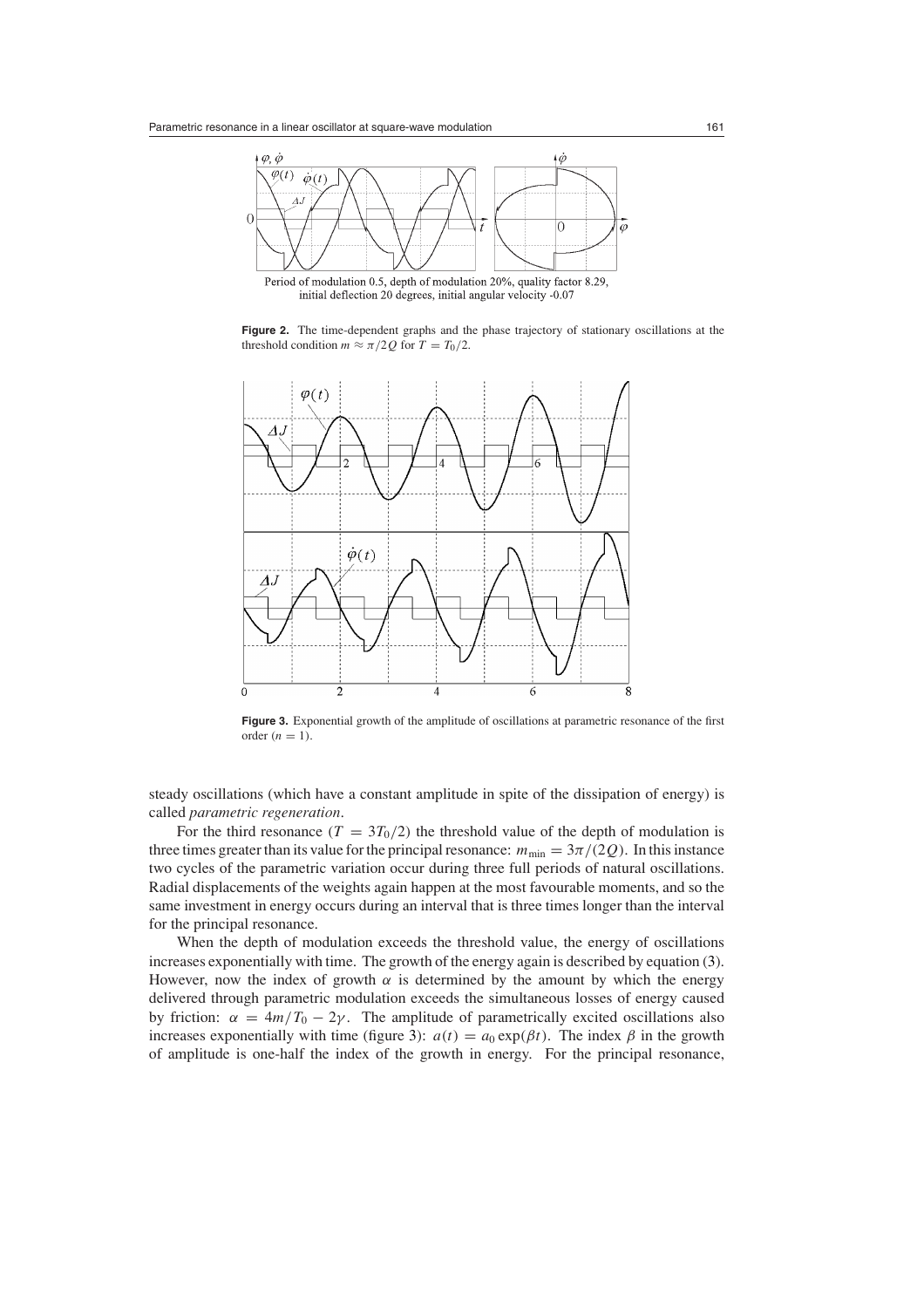Period of modulation 0.5, depth of modulation 20%, quality factor 8.29, initial deflection 20 degrees, initial angular velocity -0.07

**Figure 2.** The time-dependent graphs and the phase trajectory of stationary oscillations at the threshold condition $m \approx \pi/2Q$ for $T = T_0/2$.

**Figure 3.** Exponential growth of the amplitude of oscillations at parametric resonance of the first order ($n = 1$).

steady oscillations (which have a constant amplitude in spite of the dissipation of energy) is called *parametric regeneration*.

For the third resonance ($T = 3T_0/2$) the threshold value of the depth of modulation is three times greater than its value for the principal resonance: $m_{\min} = 3\pi/(2Q)$. In this instance two cycles of the parametric variation occur during three full periods of natural oscillations. Radial displacements of the weights again happen at the most favourable moments, and so the same investment in energy occurs during an interval that is three times longer than the interval for the principal resonance.

When the depth of modulation exceeds the threshold value, the energy of oscillations increases exponentially with time. The growth of the energy again is described by equation (3). However, now the index of growth $\alpha$ is determined by the amount by which the energy delivered through parametric modulation exceeds the simultaneous losses of energy caused by friction: $\alpha = 4m/T_0 - 2\gamma$. The amplitude of parametrically excited oscillations also increases exponentially with time (figure 3): $a(t) = a_0 \exp(\beta t)$. The index $\beta$ in the growth of amplitude is one-half the index of the growth in energy. For the principal resonance,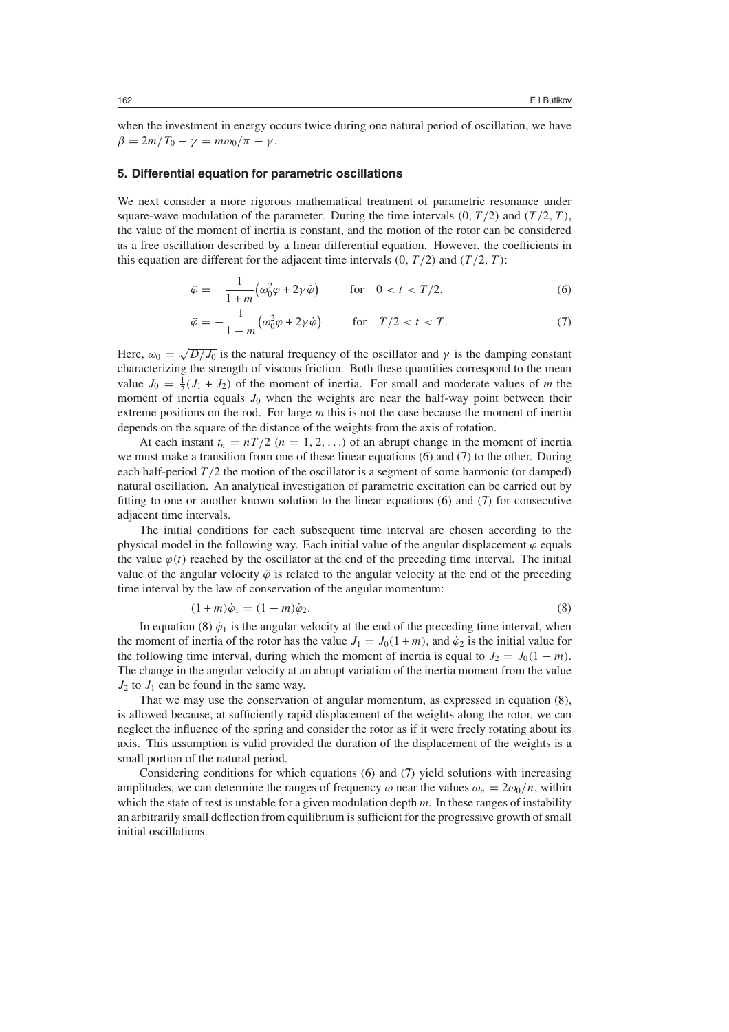when the investment in energy occurs twice during one natural period of oscillation, we have $\beta = 2m/T_0 - \gamma = m\omega_0/\pi - \gamma$.

### 5. Differential equation for parametric oscillations

We next consider a more rigorous mathematical treatment of parametric resonance under square-wave modulation of the parameter. During the time intervals $(0, T/2)$ and $(T/2, T)$, the value of the moment of inertia is constant, and the motion of the rotor can be considered as a free oscillation described by a linear differential equation. However, the coefficients in this equation are different for the adjacent time intervals $(0, T/2)$ and $(T/2, T)$:

$$\ddot{\varphi} = -\frac{1}{1+m}\left(\omega_0^2\varphi + 2\gamma\dot{\varphi}\right) \qquad \text{for} \quad 0 < t < T/2, \tag{6}$$

$$\ddot{\varphi} = -\frac{1}{1-m}\left(\omega_0^2\varphi + 2\gamma\dot{\varphi}\right) \qquad \text{for} \quad T/2 < t < T. \tag{7}$$

Here, $\omega_0 = \sqrt{D/J_0}$ is the natural frequency of the oscillator and $\gamma$ is the damping constant characterizing the strength of viscous friction. Both these quantities correspond to the mean value $J_0 = \frac{1}{2}(J_1 + J_2)$ of the moment of inertia. For small and moderate values of $m$ the moment of inertia equals $J_0$ when the weights are near the half-way point between their extreme positions on the rod. For large $m$ this is not the case because the moment of inertia depends on the square of the distance of the weights from the axis of rotation.

At each instant $t_n = nT/2$ $(n = 1, 2, \ldots)$ of an abrupt change in the moment of inertia we must make a transition from one of these linear equations (6) and (7) to the other. During each half-period $T/2$ the motion of the oscillator is a segment of some harmonic (or damped) natural oscillation. An analytical investigation of parametric excitation can be carried out by fitting to one or another known solution to the linear equations (6) and (7) for consecutive adjacent time intervals.

The initial conditions for each subsequent time interval are chosen according to the physical model in the following way. Each initial value of the angular displacement $\varphi$ equals the value $\varphi(t)$ reached by the oscillator at the end of the preceding time interval. The initial value of the angular velocity $\dot{\varphi}$ is related to the angular velocity at the end of the preceding time interval by the law of conservation of the angular momentum:

$$(1+m)\dot{\varphi}_1 = (1-m)\dot{\varphi}_2. \tag{8}$$

In equation (8) $\dot{\varphi}_1$ is the angular velocity at the end of the preceding time interval, when the moment of inertia of the rotor has the value $J_1 = J_0(1+m)$, and $\dot{\varphi}_2$ is the initial value for the following time interval, during which the moment of inertia is equal to $J_2 = J_0(1-m)$. The change in the angular velocity at an abrupt variation of the inertia moment from the value $J_2$ to $J_1$ can be found in the same way.

That we may use the conservation of angular momentum, as expressed in equation (8), is allowed because, at sufficiently rapid displacement of the weights along the rotor, we can neglect the influence of the spring and consider the rotor as if it were freely rotating about its axis. This assumption is valid provided the duration of the displacement of the weights is a small portion of the natural period.

Considering conditions for which equations (6) and (7) yield solutions with increasing amplitudes, we can determine the ranges of frequency $\omega$ near the values $\omega_n = 2\omega_0/n$, within which the state of rest is unstable for a given modulation depth $m$. In these ranges of instability an arbitrarily small deflection from equilibrium is sufficient for the progressive growth of small initial oscillations.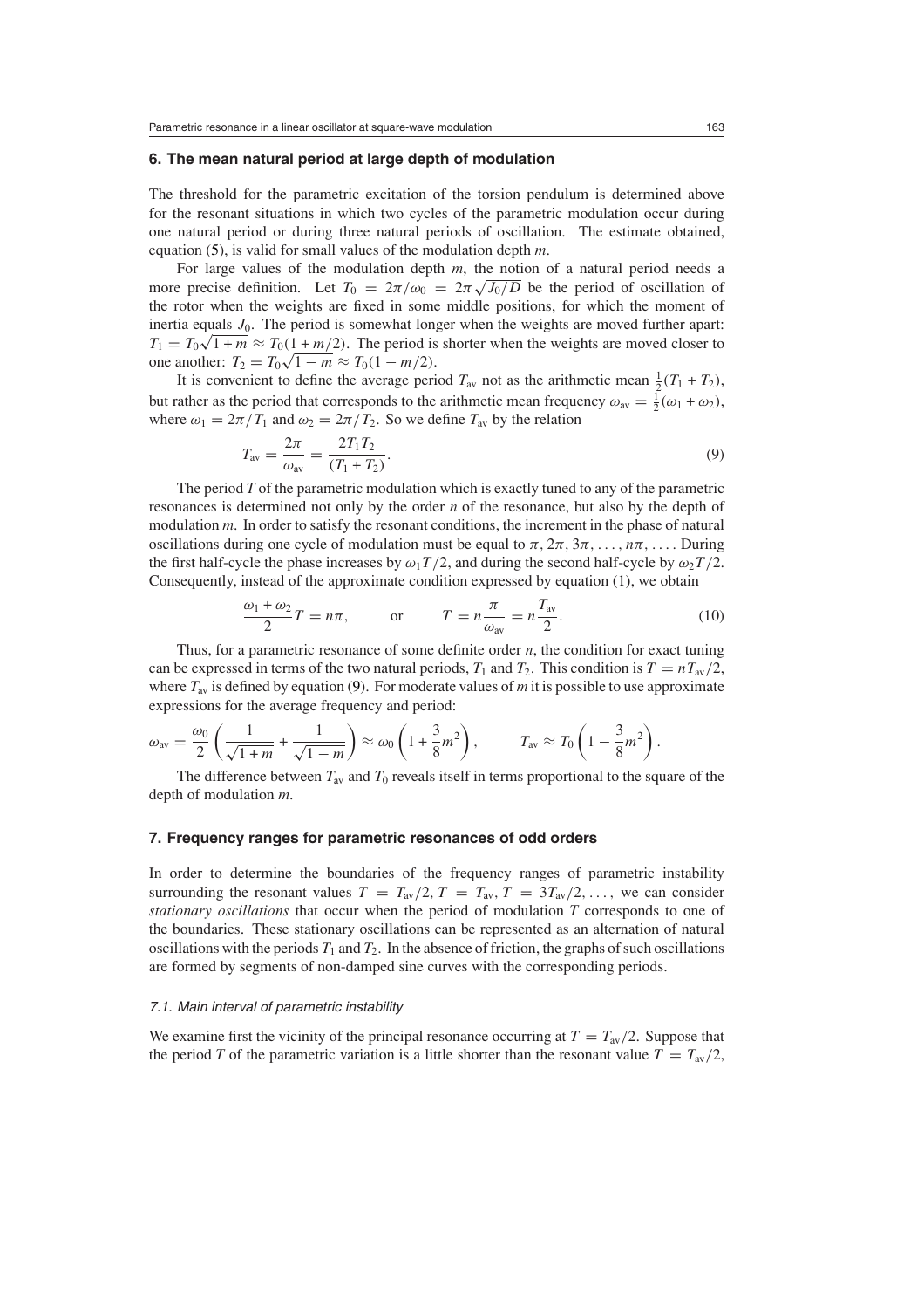## 6. The mean natural period at large depth of modulation

The threshold for the parametric excitation of the torsion pendulum is determined above for the resonant situations in which two cycles of the parametric modulation occur during one natural period or during three natural periods of oscillation. The estimate obtained, equation (5), is valid for small values of the modulation depth $m$.

For large values of the modulation depth $m$, the notion of a natural period needs a more precise definition. Let $T_0 = 2\pi/\omega_0 = 2\pi\sqrt{J_0/D}$ be the period of oscillation of the rotor when the weights are fixed in some middle positions, for which the moment of inertia equals $J_0$. The period is somewhat longer when the weights are moved further apart: $T_1 = T_0\sqrt{1+m} \approx T_0(1+m/2)$. The period is shorter when the weights are moved closer to one another: $T_2 = T_0\sqrt{1-m} \approx T_0(1-m/2)$.

It is convenient to define the average period $T_{\rm av}$ not as the arithmetic mean $\frac{1}{2}(T_1+T_2)$, but rather as the period that corresponds to the arithmetic mean frequency $\omega_{\rm av} = \frac{1}{2}(\omega_1+\omega_2)$, where $\omega_1 = 2\pi/T_1$ and $\omega_2 = 2\pi/T_2$. So we define $T_{\rm av}$ by the relation

$$T_{\rm av} = \frac{2\pi}{\omega_{\rm av}} = \frac{2T_1T_2}{(T_1+T_2)}. \tag{9}$$

The period $T$ of the parametric modulation which is exactly tuned to any of the parametric resonances is determined not only by the order $n$ of the resonance, but also by the depth of modulation $m$. In order to satisfy the resonant conditions, the increment in the phase of natural oscillations during one cycle of modulation must be equal to $\pi, 2\pi, 3\pi, \dots, n\pi, \dots$. During the first half-cycle the phase increases by $\omega_1 T/2$, and during the second half-cycle by $\omega_2 T/2$. Consequently, instead of the approximate condition expressed by equation (1), we obtain

$$\frac{\omega_1+\omega_2}{2}T = n\pi, \qquad \text{or} \qquad T = n\frac{\pi}{\omega_{\rm av}} = n\frac{T_{\rm av}}{2}. \tag{10}$$

Thus, for a parametric resonance of some definite order $n$, the condition for exact tuning can be expressed in terms of the two natural periods, $T_1$ and $T_2$. This condition is $T = nT_{\rm av}/2$, where $T_{\rm av}$ is defined by equation (9). For moderate values of $m$ it is possible to use approximate expressions for the average frequency and period:

$$\omega_{\rm av} = \frac{\omega_0}{2}\left(\frac{1}{\sqrt{1+m}} + \frac{1}{\sqrt{1-m}}\right) \approx \omega_0\left(1+\frac{3}{8}m^2\right), \qquad T_{\rm av} \approx T_0\left(1-\frac{3}{8}m^2\right).$$

The difference between $T_{\rm av}$ and $T_0$ reveals itself in terms proportional to the square of the depth of modulation $m$.

## 7. Frequency ranges for parametric resonances of odd orders

In order to determine the boundaries of the frequency ranges of parametric instability surrounding the resonant values $T = T_{\rm av}/2, T = T_{\rm av}, T = 3T_{\rm av}/2, \dots$, we can consider *stationary oscillations* that occur when the period of modulation $T$ corresponds to one of the boundaries. These stationary oscillations can be represented as an alternation of natural oscillations with the periods $T_1$ and $T_2$. In the absence of friction, the graphs of such oscillations are formed by segments of non-damped sine curves with the corresponding periods.

### *7.1. Main interval of parametric instability*

We examine first the vicinity of the principal resonance occurring at $T = T_{\rm av}/2$. Suppose that the period $T$ of the parametric variation is a little shorter than the resonant value $T = T_{\rm av}/2$,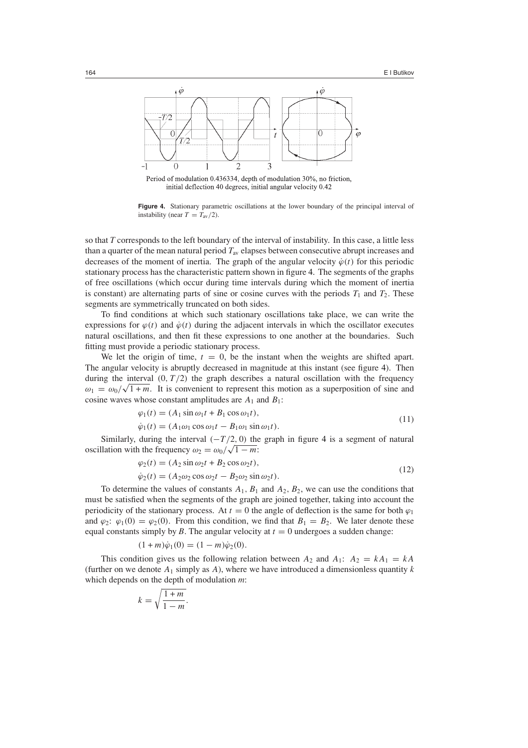Period of modulation 0.436334, depth of modulation 30%, no friction, initial deflection 40 degrees, initial angular velocity 0.42

**Figure 4.** Stationary parametric oscillations at the lower boundary of the principal interval of instability (near $T = T_{av}/2$).

so that $T$ corresponds to the left boundary of the interval of instability. In this case, a little less than a quarter of the mean natural period $T_{av}$ elapses between consecutive abrupt increases and decreases of the moment of inertia. The graph of the angular velocity $\dot{\varphi}(t)$ for this periodic stationary process has the characteristic pattern shown in figure 4. The segments of the graphs of free oscillations (which occur during time intervals during which the moment of inertia is constant) are alternating parts of sine or cosine curves with the periods $T_1$ and $T_2$. These segments are symmetrically truncated on both sides.

To find conditions at which such stationary oscillations take place, we can write the expressions for $\varphi(t)$ and $\dot{\varphi}(t)$ during the adjacent intervals in which the oscillator executes natural oscillations, and then fit these expressions to one another at the boundaries. Such fitting must provide a periodic stationary process.

We let the origin of time, $t = 0$, be the instant when the weights are shifted apart. The angular velocity is abruptly decreased in magnitude at this instant (see figure 4). Then during the interval $(0, T/2)$ the graph describes a natural oscillation with the frequency $\omega_1 = \omega_0/\sqrt{1+m}$. It is convenient to represent this motion as a superposition of sine and cosine waves whose constant amplitudes are $A_1$ and $B_1$:

$$
\begin{aligned}
\varphi_1(t) &= (A_1 \sin \omega_1 t + B_1 \cos \omega_1 t), \\
\dot{\varphi}_1(t) &= (A_1\omega_1 \cos \omega_1 t - B_1\omega_1 \sin \omega_1 t).
\end{aligned}
\tag{11}
$$

Similarly, during the interval $(-T/2, 0)$ the graph in figure 4 is a segment of natural oscillation with the frequency $\omega_2 = \omega_0/\sqrt{1-m}$:

$$
\begin{aligned}
\varphi_2(t) &= (A_2 \sin \omega_2 t + B_2 \cos \omega_2 t), \\
\dot{\varphi}_2(t) &= (A_2\omega_2 \cos \omega_2 t - B_2\omega_2 \sin \omega_2 t).
\end{aligned}
\tag{12}
$$

To determine the values of constants $A_1$, $B_1$ and $A_2$, $B_2$, we can use the conditions that must be satisfied when the segments of the graph are joined together, taking into account the periodicity of the stationary process. At $t = 0$ the angle of deflection is the same for both $\varphi_1$ and $\varphi_2$: $\varphi_1(0) = \varphi_2(0)$. From this condition, we find that $B_1 = B_2$. We later denote these equal constants simply by $B$. The angular velocity at $t = 0$ undergoes a sudden change:

$$(1+m)\dot{\varphi}_1(0) = (1-m)\dot{\varphi}_2(0).$$

This condition gives us the following relation between $A_2$ and $A_1$: $A_2 = kA_1 = kA$ (further on we denote $A_1$ simply as $A$), where we have introduced a dimensionless quantity $k$ which depends on the depth of modulation $m$:

$$k = \sqrt{\frac{1+m}{1-m}}.$$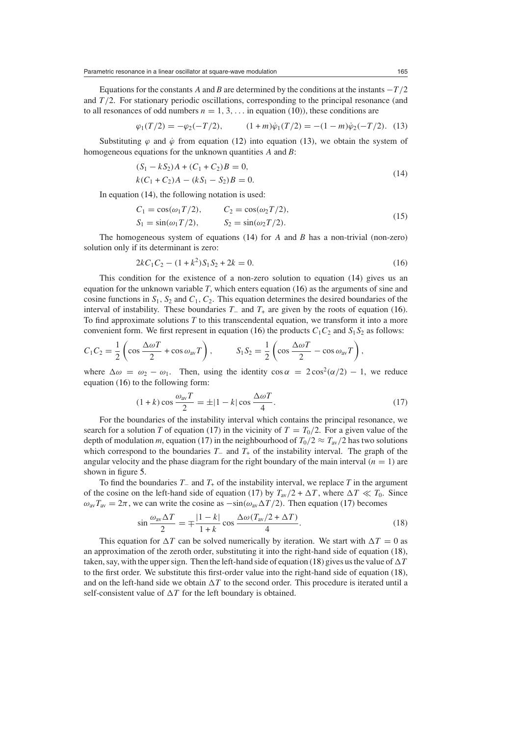Equations for the constants $A$ and $B$ are determined by the conditions at the instants $-T/2$ and $T/2$. For stationary periodic oscillations, corresponding to the principal resonance (and to all resonances of odd numbers $n = 1, 3, \ldots$ in equation (10)), these conditions are

$$\varphi_1(T/2) = -\varphi_2(-T/2), \qquad (1+m)\dot{\varphi}_1(T/2) = -(1-m)\dot{\varphi}_2(-T/2). \quad (13)$$

Substituting $\varphi$ and $\dot{\varphi}$ from equation (12) into equation (13), we obtain the system of homogeneous equations for the unknown quantities $A$ and $B$:

$$\begin{aligned}
&(S_1 - kS_2)A + (C_1 + C_2)B = 0, \\
&k(C_1 + C_2)A - (kS_1 - S_2)B = 0.
\end{aligned} \quad (14)$$

In equation (14), the following notation is used:

$$\begin{aligned}
&C_1 = \cos(\omega_1 T/2), \qquad C_2 = \cos(\omega_2 T/2), \\
&S_1 = \sin(\omega_1 T/2), \qquad S_2 = \sin(\omega_2 T/2).
\end{aligned} \quad (15)$$

The homogeneous system of equations (14) for $A$ and $B$ has a non-trivial (non-zero) solution only if its determinant is zero:

$$2kC_1C_2 - (1+k^2)S_1S_2 + 2k = 0. \quad (16)$$

This condition for the existence of a non-zero solution to equation (14) gives us an equation for the unknown variable $T$, which enters equation (16) as the arguments of sine and cosine functions in $S_1$, $S_2$ and $C_1$, $C_2$. This equation determines the desired boundaries of the interval of instability. These boundaries $T_-$ and $T_+$ are given by the roots of equation (16). To find approximate solutions $T$ to this transcendental equation, we transform it into a more convenient form. We first represent in equation (16) the products $C_1C_2$ and $S_1S_2$ as follows:

$$C_1C_2 = \frac{1}{2}\left(\cos\frac{\Delta\omega T}{2} + \cos\omega_{\text{av}}T\right), \qquad S_1S_2 = \frac{1}{2}\left(\cos\frac{\Delta\omega T}{2} - \cos\omega_{\text{av}}T\right),$$

where $\Delta\omega = \omega_2 - \omega_1$. Then, using the identity $\cos\alpha = 2\cos^2(\alpha/2) - 1$, we reduce equation (16) to the following form:

$$(1+k)\cos\frac{\omega_{\text{av}}T}{2} = \pm|1-k|\cos\frac{\Delta\omega T}{4}. \quad (17)$$

For the boundaries of the instability interval which contains the principal resonance, we search for a solution $T$ of equation (17) in the vicinity of $T = T_0/2$. For a given value of the depth of modulation $m$, equation (17) in the neighbourhood of $T_0/2 \approx T_{\text{av}}/2$ has two solutions which correspond to the boundaries $T_-$ and $T_+$ of the instability interval. The graph of the angular velocity and the phase diagram for the right boundary of the main interval ($n = 1$) are shown in figure 5.

To find the boundaries $T_-$ and $T_+$ of the instability interval, we replace $T$ in the argument of the cosine on the left-hand side of equation (17) by $T_{\text{av}}/2 + \Delta T$, where $\Delta T \ll T_0$. Since $\omega_{\text{av}}T_{\text{av}} = 2\pi$, we can write the cosine as $-\sin(\omega_{\text{av}}\Delta T/2)$. Then equation (17) becomes

$$\sin\frac{\omega_{\text{av}}\Delta T}{2} = \mp\frac{|1-k|}{1+k}\cos\frac{\Delta\omega(T_{\text{av}}/2 + \Delta T)}{4}. \quad (18)$$

This equation for $\Delta T$ can be solved numerically by iteration. We start with $\Delta T = 0$ as an approximation of the zeroth order, substituting it into the right-hand side of equation (18), taken, say, with the upper sign. Then the left-hand side of equation (18) gives us the value of $\Delta T$ to the first order. We substitute this first-order value into the right-hand side of equation (18), and on the left-hand side we obtain $\Delta T$ to the second order. This procedure is iterated until a self-consistent value of $\Delta T$ for the left boundary is obtained.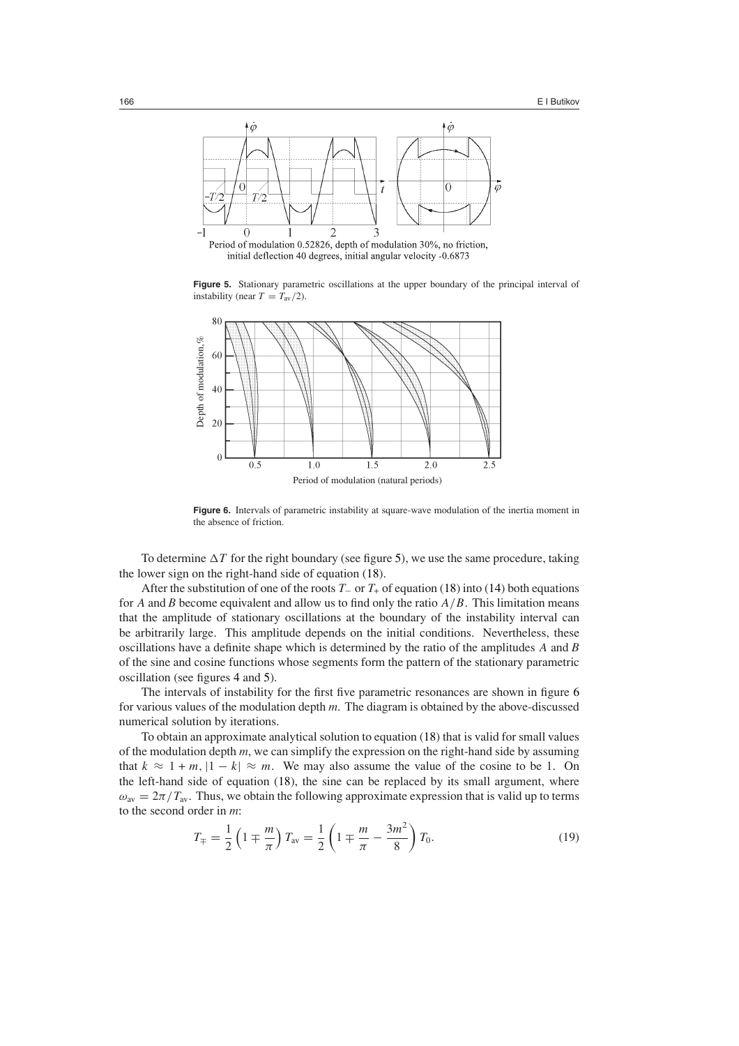Period of modulation 0.52826, depth of modulation 30%, no friction, initial deflection 40 degrees, initial angular velocity -0.6873

**Figure 5.** Stationary parametric oscillations at the upper boundary of the principal interval of instability (near $T = T_{\rm av}/2$).

**Figure 6.** Intervals of parametric instability at square-wave modulation of the inertia moment in the absence of friction.

To determine $\Delta T$ for the right boundary (see figure 5), we use the same procedure, taking the lower sign on the right-hand side of equation (18).

After the substitution of one of the roots $T_-$ or $T_+$ of equation (18) into (14) both equations for $A$ and $B$ become equivalent and allow us to find only the ratio $A/B$. This limitation means that the amplitude of stationary oscillations at the boundary of the instability interval can be arbitrarily large. This amplitude depends on the initial conditions. Nevertheless, these oscillations have a definite shape which is determined by the ratio of the amplitudes $A$ and $B$ of the sine and cosine functions whose segments form the pattern of the stationary parametric oscillation (see figures 4 and 5).

The intervals of instability for the first five parametric resonances are shown in figure 6 for various values of the modulation depth $m$. The diagram is obtained by the above-discussed numerical solution by iterations.

To obtain an approximate analytical solution to equation (18) that is valid for small values of the modulation depth $m$, we can simplify the expression on the right-hand side by assuming that $k \approx 1 + m$, $|1 - k| \approx m$. We may also assume the value of the cosine to be 1. On the left-hand side of equation (18), the sine can be replaced by its small argument, where $\omega_{\rm av} = 2\pi/T_{\rm av}$. Thus, we obtain the following approximate expression that is valid up to terms to the second order in $m$:

$$T_{\mp} = \frac{1}{2}\left(1 \mp \frac{m}{\pi}\right) T_{\rm av} = \frac{1}{2}\left(1 \mp \frac{m}{\pi} - \frac{3m^2}{8}\right) T_0. \tag{19}$$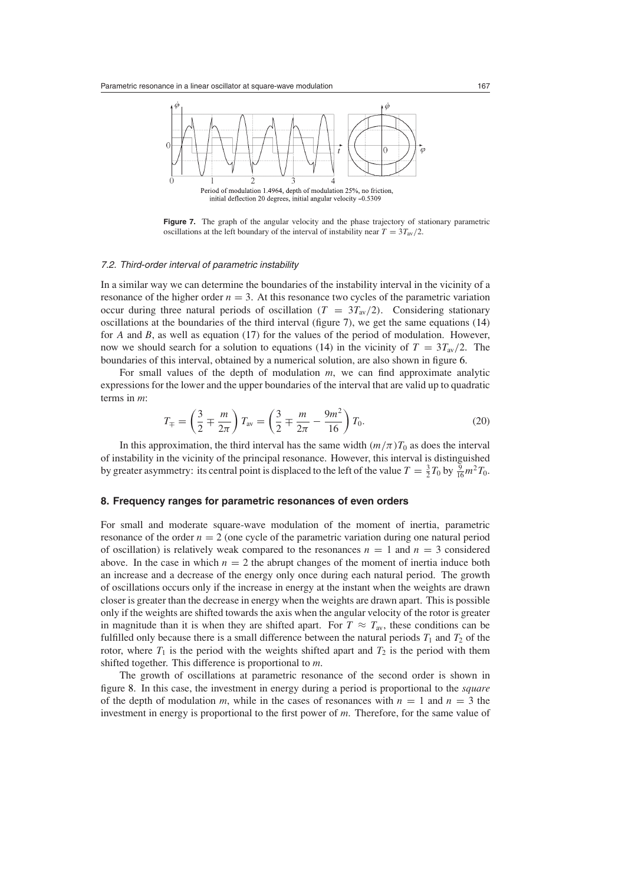Period of modulation 1.4964, depth of modulation 25%, no friction, initial deflection 20 degrees, initial angular velocity −0.5309

**Figure 7.** The graph of the angular velocity and the phase trajectory of stationary parametric oscillations at the left boundary of the interval of instability near $T = 3T_{\rm av}/2$.

### 7.2. Third-order interval of parametric instability

In a similar way we can determine the boundaries of the instability interval in the vicinity of a resonance of the higher order $n = 3$. At this resonance two cycles of the parametric variation occur during three natural periods of oscillation ($T = 3T_{\rm av}/2$). Considering stationary oscillations at the boundaries of the third interval (figure 7), we get the same equations (14) for $A$ and $B$, as well as equation (17) for the values of the period of modulation. However, now we should search for a solution to equations (14) in the vicinity of $T = 3T_{\rm av}/2$. The boundaries of this interval, obtained by a numerical solution, are also shown in figure 6.

For small values of the depth of modulation $m$, we can find approximate analytic expressions for the lower and the upper boundaries of the interval that are valid up to quadratic terms in $m$:

$$T_{\mp} = \left(\frac{3}{2} \mp \frac{m}{2\pi}\right) T_{\rm av} = \left(\frac{3}{2} \mp \frac{m}{2\pi} - \frac{9m^2}{16}\right) T_0. \tag{20}$$

In this approximation, the third interval has the same width $(m/\pi)T_0$ as does the interval of instability in the vicinity of the principal resonance. However, this interval is distinguished by greater asymmetry: its central point is displaced to the left of the value $T = \frac{3}{2}T_0$ by $\frac{9}{16}m^2 T_0$.

## 8. Frequency ranges for parametric resonances of even orders

For small and moderate square-wave modulation of the moment of inertia, parametric resonance of the order $n = 2$ (one cycle of the parametric variation during one natural period of oscillation) is relatively weak compared to the resonances $n = 1$ and $n = 3$ considered above. In the case in which $n = 2$ the abrupt changes of the moment of inertia induce both an increase and a decrease of the energy only once during each natural period. The growth of oscillations occurs only if the increase in energy at the instant when the weights are drawn closer is greater than the decrease in energy when the weights are drawn apart. This is possible only if the weights are shifted towards the axis when the angular velocity of the rotor is greater in magnitude than it is when they are shifted apart. For $T \approx T_{\rm av}$, these conditions can be fulfilled only because there is a small difference between the natural periods $T_1$ and $T_2$ of the rotor, where $T_1$ is the period with the weights shifted apart and $T_2$ is the period with them shifted together. This difference is proportional to $m$.

The growth of oscillations at parametric resonance of the second order is shown in figure 8. In this case, the investment in energy during a period is proportional to the *square* of the depth of modulation $m$, while in the cases of resonances with $n = 1$ and $n = 3$ the investment in energy is proportional to the first power of $m$. Therefore, for the same value of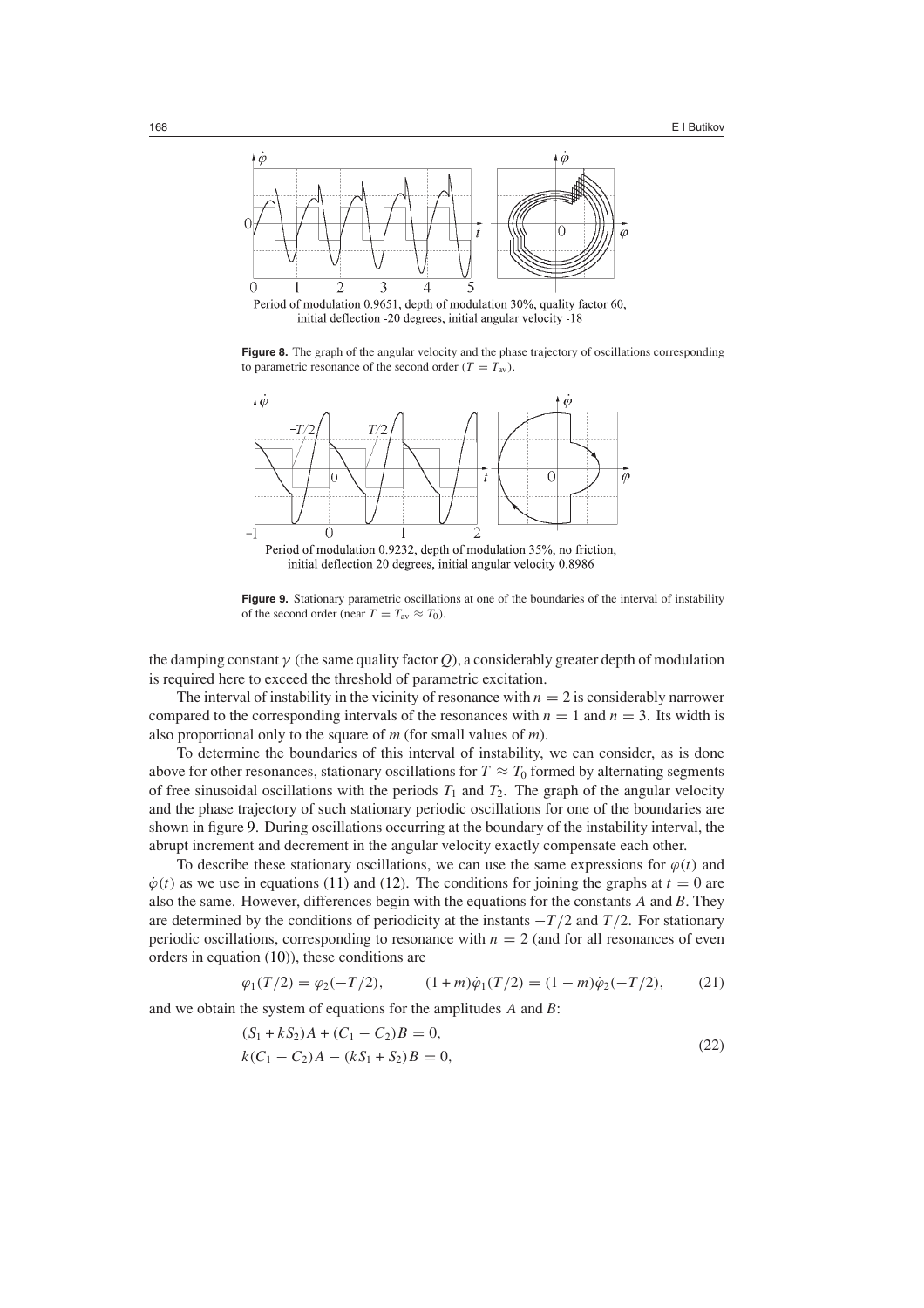Period of modulation 0.9651, depth of modulation 30%, quality factor 60, initial deflection -20 degrees, initial angular velocity -18

**Figure 8.** The graph of the angular velocity and the phase trajectory of oscillations corresponding to parametric resonance of the second order ($T = T_{\rm av}$).

Period of modulation 0.9232, depth of modulation 35%, no friction, initial deflection 20 degrees, initial angular velocity 0.8986

**Figure 9.** Stationary parametric oscillations at one of the boundaries of the interval of instability of the second order (near $T = T_{\rm av} \approx T_0$).

the damping constant $\gamma$ (the same quality factor $Q$), a considerably greater depth of modulation is required here to exceed the threshold of parametric excitation.

The interval of instability in the vicinity of resonance with $n = 2$ is considerably narrower compared to the corresponding intervals of the resonances with $n = 1$ and $n = 3$. Its width is also proportional only to the square of $m$ (for small values of $m$).

To determine the boundaries of this interval of instability, we can consider, as is done above for other resonances, stationary oscillations for $T \approx T_0$ formed by alternating segments of free sinusoidal oscillations with the periods $T_1$ and $T_2$. The graph of the angular velocity and the phase trajectory of such stationary periodic oscillations for one of the boundaries are shown in figure 9. During oscillations occurring at the boundary of the instability interval, the abrupt increment and decrement in the angular velocity exactly compensate each other.

To describe these stationary oscillations, we can use the same expressions for $\varphi(t)$ and $\dot{\varphi}(t)$ as we use in equations (11) and (12). The conditions for joining the graphs at $t = 0$ are also the same. However, differences begin with the equations for the constants $A$ and $B$. They are determined by the conditions of periodicity at the instants $-T/2$ and $T/2$. For stationary periodic oscillations, corresponding to resonance with $n = 2$ (and for all resonances of even orders in equation (10)), these conditions are

$$\varphi_1(T/2) = \varphi_2(-T/2), \qquad (1+m)\dot{\varphi}_1(T/2) = (1-m)\dot{\varphi}_2(-T/2), \tag{21}$$

and we obtain the system of equations for the amplitudes $A$ and $B$:

$$\begin{aligned}
&(S_1 + kS_2)A + (C_1 - C_2)B = 0,\\
&k(C_1 - C_2)A - (kS_1 + S_2)B = 0,
\end{aligned} \tag{22}$$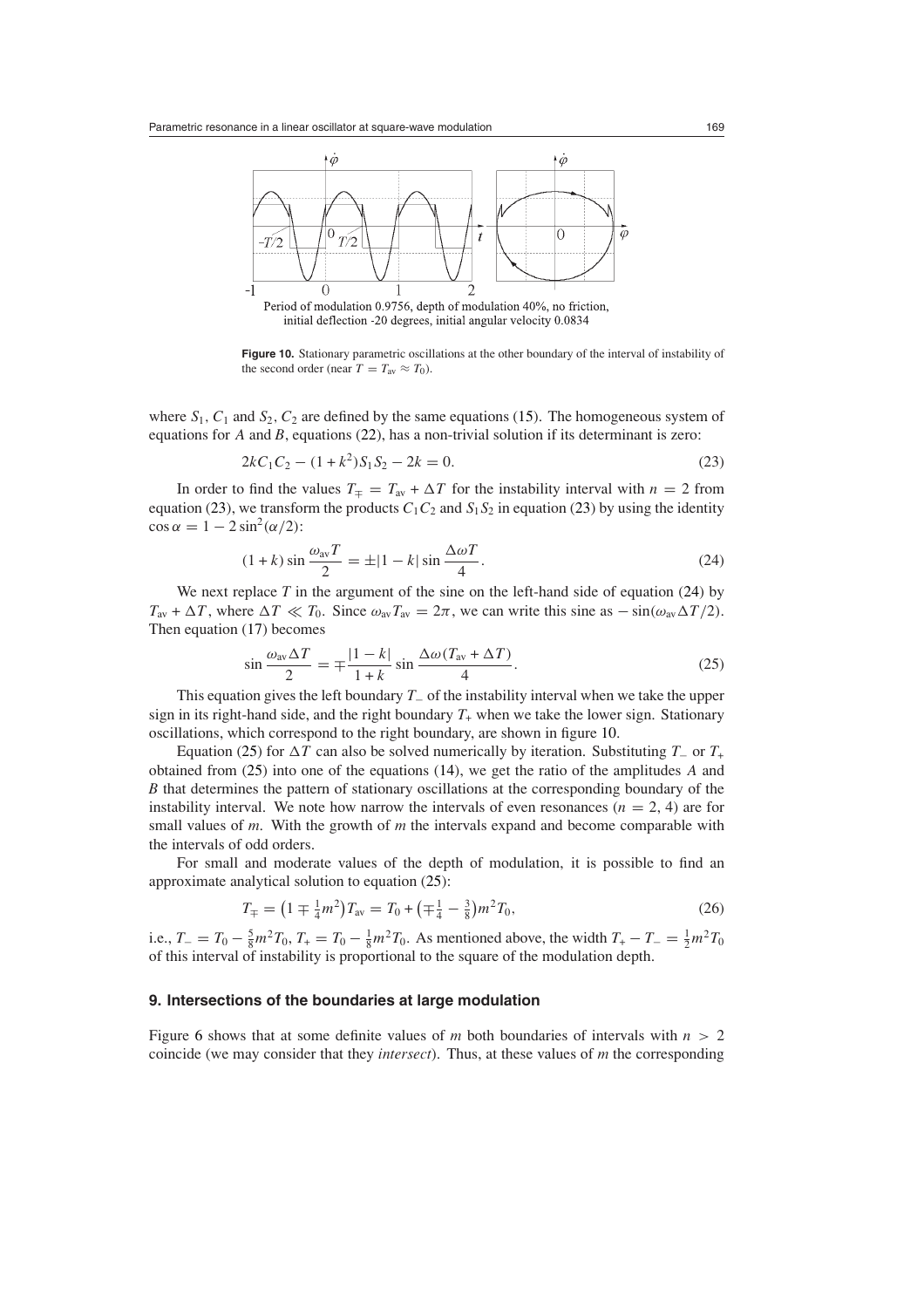Period of modulation 0.9756, depth of modulation 40%, no friction, initial deflection -20 degrees, initial angular velocity 0.0834

**Figure 10.** Stationary parametric oscillations at the other boundary of the interval of instability of the second order (near $T = T_{\rm av} \approx T_0$).

where $S_1$, $C_1$ and $S_2$, $C_2$ are defined by the same equations (15). The homogeneous system of equations for $A$ and $B$, equations (22), has a non-trivial solution if its determinant is zero:

$$2kC_1C_2 - (1 + k^2)S_1S_2 - 2k = 0. \tag{23}$$

In order to find the values $T_\mp = T_{\rm av} + \Delta T$ for the instability interval with $n = 2$ from equation (23), we transform the products $C_1C_2$ and $S_1S_2$ in equation (23) by using the identity $\cos\alpha = 1 - 2\sin^2(\alpha/2)$:

$$(1 + k)\sin\frac{\omega_{\rm av}T}{2} = \pm|1 - k|\sin\frac{\Delta\omega T}{4}. \tag{24}$$

We next replace $T$ in the argument of the sine on the left-hand side of equation (24) by $T_{\rm av} + \Delta T$, where $\Delta T \ll T_0$. Since $\omega_{\rm av}T_{\rm av} = 2\pi$, we can write this sine as $-\sin(\omega_{\rm av}\Delta T/2)$. Then equation (17) becomes

$$\sin\frac{\omega_{\rm av}\Delta T}{2} = \mp\frac{|1 - k|}{1 + k}\sin\frac{\Delta\omega(T_{\rm av} + \Delta T)}{4}. \tag{25}$$

This equation gives the left boundary $T_-$ of the instability interval when we take the upper sign in its right-hand side, and the right boundary $T_+$ when we take the lower sign. Stationary oscillations, which correspond to the right boundary, are shown in figure 10.

Equation (25) for $\Delta T$ can also be solved numerically by iteration. Substituting $T_-$ or $T_+$ obtained from (25) into one of the equations (14), we get the ratio of the amplitudes $A$ and $B$ that determines the pattern of stationary oscillations at the corresponding boundary of the instability interval. We note how narrow the intervals of even resonances ($n = 2, 4$) are for small values of $m$. With the growth of $m$ the intervals expand and become comparable with the intervals of odd orders.

For small and moderate values of the depth of modulation, it is possible to find an approximate analytical solution to equation (25):

$$T_\mp = \left(1 \mp \tfrac{1}{4}m^2\right)T_{\rm av} = T_0 + \left(\mp\tfrac{1}{4} - \tfrac{3}{8}\right)m^2T_0, \tag{26}$$

i.e., $T_- = T_0 - \frac{5}{8}m^2T_0$, $T_+ = T_0 - \frac{1}{8}m^2T_0$. As mentioned above, the width $T_+ - T_- = \frac{1}{2}m^2T_0$ of this interval of instability is proportional to the square of the modulation depth.

## 9. Intersections of the boundaries at large modulation

Figure 6 shows that at some definite values of $m$ both boundaries of intervals with $n > 2$ coincide (we may consider that they *intersect*). Thus, at these values of $m$ the corresponding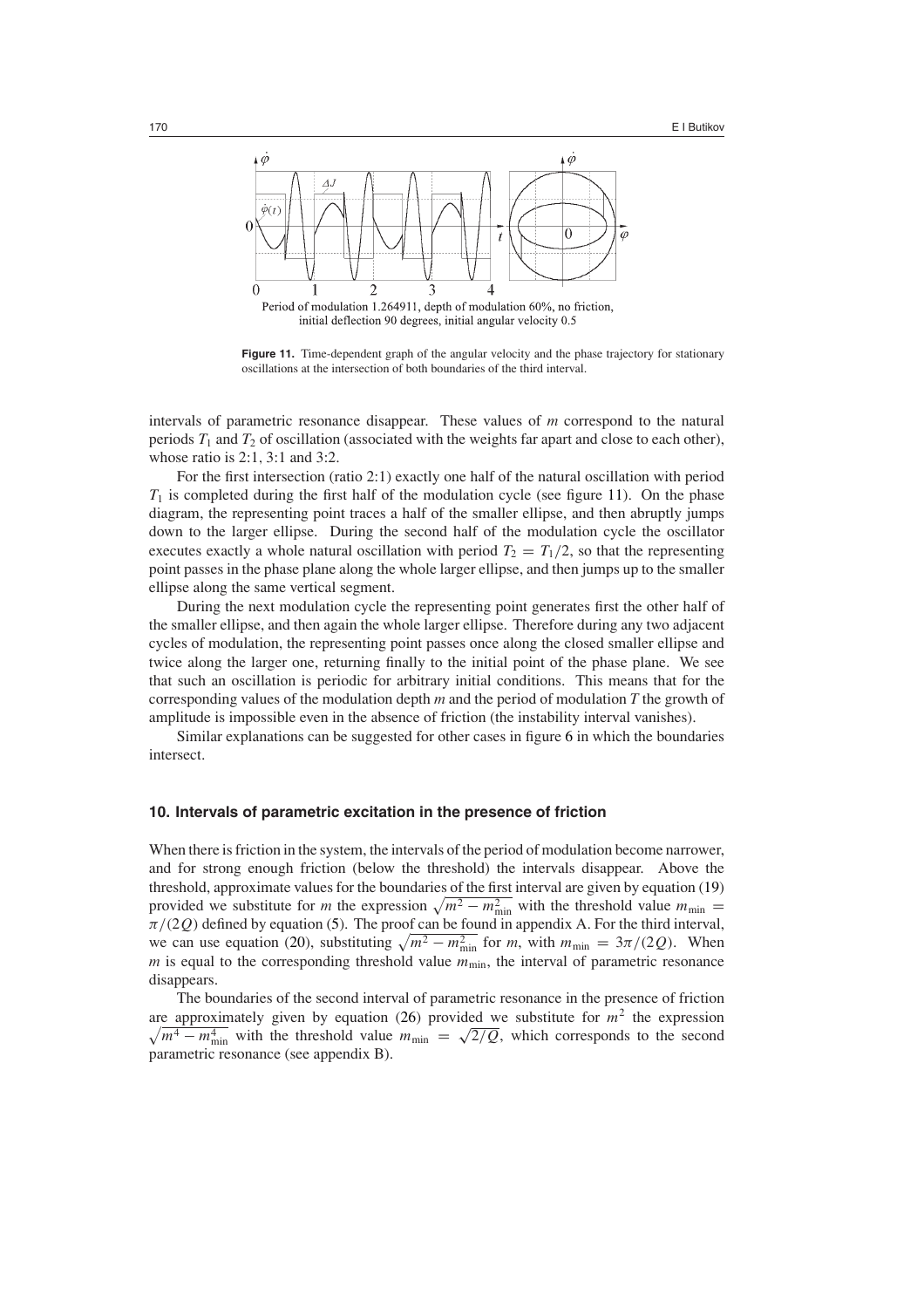Period of modulation 1.264911, depth of modulation 60%, no friction, initial deflection 90 degrees, initial angular velocity 0.5

**Figure 11.** Time-dependent graph of the angular velocity and the phase trajectory for stationary oscillations at the intersection of both boundaries of the third interval.

intervals of parametric resonance disappear. These values of $m$ correspond to the natural periods $T_1$ and $T_2$ of oscillation (associated with the weights far apart and close to each other), whose ratio is 2:1, 3:1 and 3:2.

For the first intersection (ratio 2:1) exactly one half of the natural oscillation with period $T_1$ is completed during the first half of the modulation cycle (see figure 11). On the phase diagram, the representing point traces a half of the smaller ellipse, and then abruptly jumps down to the larger ellipse. During the second half of the modulation cycle the oscillator executes exactly a whole natural oscillation with period $T_2 = T_1/2$, so that the representing point passes in the phase plane along the whole larger ellipse, and then jumps up to the smaller ellipse along the same vertical segment.

During the next modulation cycle the representing point generates first the other half of the smaller ellipse, and then again the whole larger ellipse. Therefore during any two adjacent cycles of modulation, the representing point passes once along the closed smaller ellipse and twice along the larger one, returning finally to the initial point of the phase plane. We see that such an oscillation is periodic for arbitrary initial conditions. This means that for the corresponding values of the modulation depth $m$ and the period of modulation $T$ the growth of amplitude is impossible even in the absence of friction (the instability interval vanishes).

Similar explanations can be suggested for other cases in figure 6 in which the boundaries intersect.

## 10. Intervals of parametric excitation in the presence of friction

When there is friction in the system, the intervals of the period of modulation become narrower, and for strong enough friction (below the threshold) the intervals disappear. Above the threshold, approximate values for the boundaries of the first interval are given by equation (19) provided we substitute for $m$ the expression $\sqrt{m^2 - m_{\min}^2}$ with the threshold value $m_{\min} = \pi/(2Q)$ defined by equation (5). The proof can be found in appendix A. For the third interval, we can use equation (20), substituting $\sqrt{m^2 - m_{\min}^2}$ for $m$, with $m_{\min} = 3\pi/(2Q)$. When $m$ is equal to the corresponding threshold value $m_{\min}$, the interval of parametric resonance disappears.

The boundaries of the second interval of parametric resonance in the presence of friction are approximately given by equation (26) provided we substitute for $m^2$ the expression $\sqrt{m^4 - m_{\min}^4}$ with the threshold value $m_{\min} = \sqrt{2/Q}$, which corresponds to the second parametric resonance (see appendix B).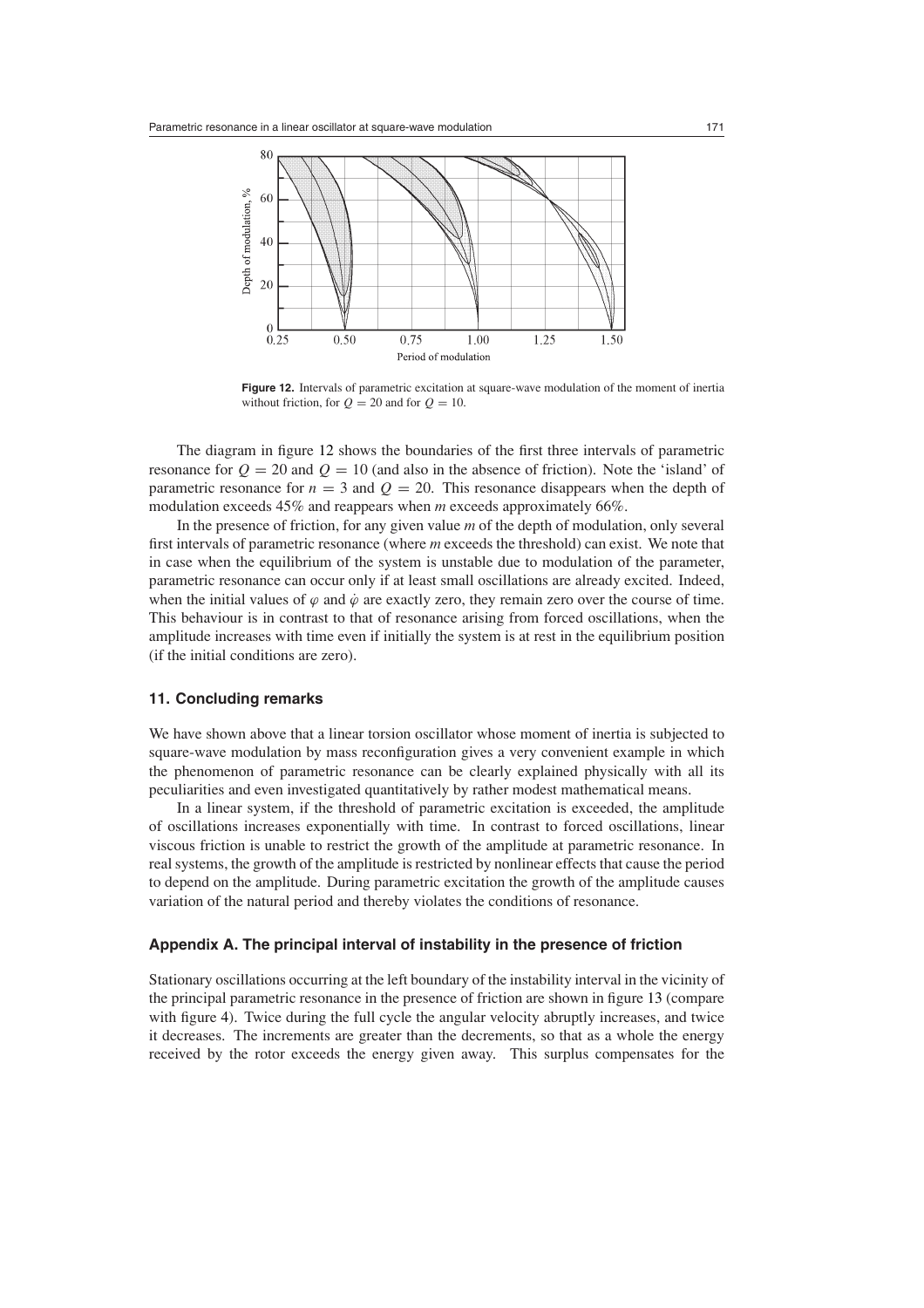**Figure 12.** Intervals of parametric excitation at square-wave modulation of the moment of inertia without friction, for $Q = 20$ and for $Q = 10$.

The diagram in figure 12 shows the boundaries of the first three intervals of parametric resonance for $Q = 20$ and $Q = 10$ (and also in the absence of friction). Note the 'island' of parametric resonance for $n = 3$ and $Q = 20$. This resonance disappears when the depth of modulation exceeds 45% and reappears when $m$ exceeds approximately 66%.

In the presence of friction, for any given value $m$ of the depth of modulation, only several first intervals of parametric resonance (where $m$ exceeds the threshold) can exist. We note that in case when the equilibrium of the system is unstable due to modulation of the parameter, parametric resonance can occur only if at least small oscillations are already excited. Indeed, when the initial values of $\varphi$ and $\dot{\varphi}$ are exactly zero, they remain zero over the course of time. This behaviour is in contrast to that of resonance arising from forced oscillations, when the amplitude increases with time even if initially the system is at rest in the equilibrium position (if the initial conditions are zero).

## 11. Concluding remarks

We have shown above that a linear torsion oscillator whose moment of inertia is subjected to square-wave modulation by mass reconfiguration gives a very convenient example in which the phenomenon of parametric resonance can be clearly explained physically with all its peculiarities and even investigated quantitatively by rather modest mathematical means.

In a linear system, if the threshold of parametric excitation is exceeded, the amplitude of oscillations increases exponentially with time. In contrast to forced oscillations, linear viscous friction is unable to restrict the growth of the amplitude at parametric resonance. In real systems, the growth of the amplitude is restricted by nonlinear effects that cause the period to depend on the amplitude. During parametric excitation the growth of the amplitude causes variation of the natural period and thereby violates the conditions of resonance.

## Appendix A. The principal interval of instability in the presence of friction

Stationary oscillations occurring at the left boundary of the instability interval in the vicinity of the principal parametric resonance in the presence of friction are shown in figure 13 (compare with figure 4). Twice during the full cycle the angular velocity abruptly increases, and twice it decreases. The increments are greater than the decrements, so that as a whole the energy received by the rotor exceeds the energy given away. This surplus compensates for the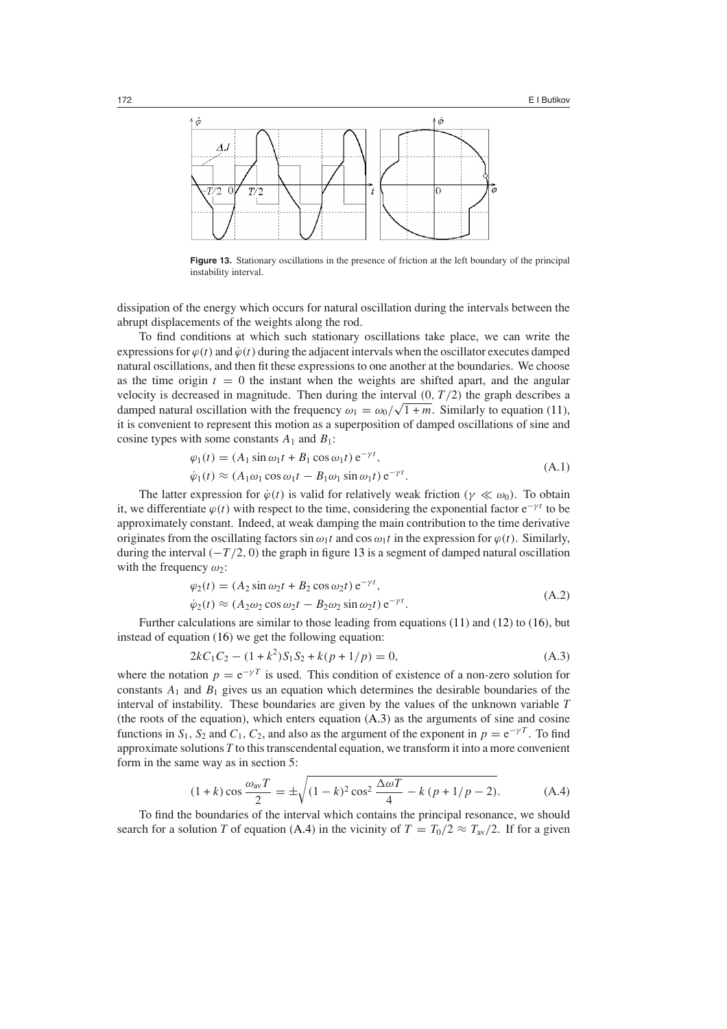**Figure 13.** Stationary oscillations in the presence of friction at the left boundary of the principal instability interval.

dissipation of the energy which occurs for natural oscillation during the intervals between the abrupt displacements of the weights along the rod.

To find conditions at which such stationary oscillations take place, we can write the expressions for $\varphi(t)$ and $\dot{\varphi}(t)$ during the adjacent intervals when the oscillator executes damped natural oscillations, and then fit these expressions to one another at the boundaries. We choose as the time origin $t = 0$ the instant when the weights are shifted apart, and the angular velocity is decreased in magnitude. Then during the interval $(0, T/2)$ the graph describes a damped natural oscillation with the frequency $\omega_1 = \omega_0/\sqrt{1+m}$. Similarly to equation (11), it is convenient to represent this motion as a superposition of damped oscillations of sine and cosine types with some constants $A_1$ and $B_1$:

$$
\begin{aligned}
\varphi_1(t) &= (A_1 \sin\omega_1 t + B_1 \cos\omega_1 t)\, \mathrm{e}^{-\gamma t}, \\
\dot{\varphi}_1(t) &\approx (A_1\omega_1 \cos\omega_1 t - B_1\omega_1 \sin\omega_1 t)\, \mathrm{e}^{-\gamma t}.
\end{aligned}
\tag{A.1}
$$

The latter expression for $\dot{\varphi}(t)$ is valid for relatively weak friction ($\gamma \ll \omega_0$). To obtain it, we differentiate $\varphi(t)$ with respect to the time, considering the exponential factor $\mathrm{e}^{-\gamma t}$ to be approximately constant. Indeed, at weak damping the main contribution to the time derivative originates from the oscillating factors $\sin\omega_1 t$ and $\cos\omega_1 t$ in the expression for $\varphi(t)$. Similarly, during the interval $(-T/2, 0)$ the graph in figure 13 is a segment of damped natural oscillation with the frequency $\omega_2$:

$$
\begin{aligned}
\varphi_2(t) &= (A_2 \sin\omega_2 t + B_2 \cos\omega_2 t)\, \mathrm{e}^{-\gamma t}, \\
\dot{\varphi}_2(t) &\approx (A_2\omega_2 \cos\omega_2 t - B_2\omega_2 \sin\omega_2 t)\, \mathrm{e}^{-\gamma t}.
\end{aligned}
\tag{A.2}
$$

Further calculations are similar to those leading from equations (11) and (12) to (16), but instead of equation (16) we get the following equation:

$$
2kC_1C_2 - (1+k^2)S_1S_2 + k(p + 1/p) = 0,
\tag{A.3}
$$

where the notation $p = \mathrm{e}^{-\gamma T}$ is used. This condition of existence of a non-zero solution for constants $A_1$ and $B_1$ gives us an equation which determines the desirable boundaries of the interval of instability. These boundaries are given by the values of the unknown variable $T$ (the roots of the equation), which enters equation (A.3) as the arguments of sine and cosine functions in $S_1$, $S_2$ and $C_1$, $C_2$, and also as the argument of the exponent in $p = \mathrm{e}^{-\gamma T}$. To find approximate solutions $T$ to this transcendental equation, we transform it into a more convenient form in the same way as in section 5:

$$
(1+k)\cos\frac{\omega_{\mathrm{av}}T}{2} = \pm\sqrt{(1-k)^2\cos^2\frac{\Delta\omega T}{4} - k\,(p + 1/p - 2)}.
\tag{A.4}
$$

To find the boundaries of the interval which contains the principal resonance, we should search for a solution $T$ of equation (A.4) in the vicinity of $T = T_0/2 \approx T_{\mathrm{av}}/2$. If for a given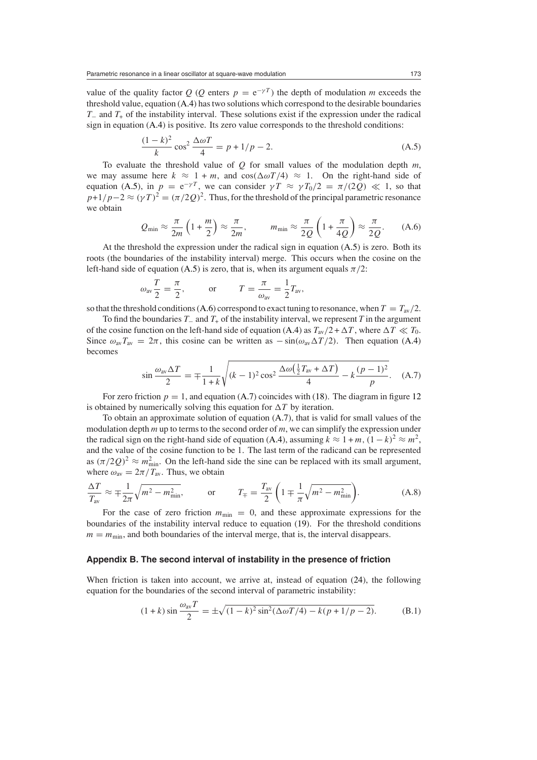value of the quality factor $Q$ ($Q$ enters $p = e^{-\gamma T}$) the depth of modulation $m$ exceeds the threshold value, equation (A.4) has two solutions which correspond to the desirable boundaries $T_-$ and $T_+$ of the instability interval. These solutions exist if the expression under the radical sign in equation (A.4) is positive. Its zero value corresponds to the threshold conditions:

$$\frac{(1-k)^2}{k}\cos^2\frac{\Delta\omega T}{4} = p + 1/p - 2. \tag{A.5}$$

To evaluate the threshold value of $Q$ for small values of the modulation depth $m$, we may assume here $k \approx 1 + m$, and $\cos(\Delta\omega T/4) \approx 1$. On the right-hand side of equation (A.5), in $p = e^{-\gamma T}$, we can consider $\gamma T \approx \gamma T_0/2 = \pi/(2Q) \ll 1$, so that $p+1/p-2 \approx (\gamma T)^2 = (\pi/2Q)^2$. Thus, for the threshold of the principal parametric resonance we obtain

$$Q_{\min} \approx \frac{\pi}{2m}\left(1 + \frac{m}{2}\right) \approx \frac{\pi}{2m}, \qquad m_{\min} \approx \frac{\pi}{2Q}\left(1 + \frac{\pi}{4Q}\right) \approx \frac{\pi}{2Q}. \tag{A.6}$$

At the threshold the expression under the radical sign in equation (A.5) is zero. Both its roots (the boundaries of the instability interval) merge. This occurs when the cosine on the left-hand side of equation (A.5) is zero, that is, when its argument equals $\pi/2$:

$$\omega_{\text{av}}\frac{T}{2} = \frac{\pi}{2}, \qquad \text{or} \qquad T = \frac{\pi}{\omega_{\text{av}}} = \frac{1}{2}T_{\text{av}},$$

so that the threshold conditions (A.6) correspond to exact tuning to resonance, when $T = T_{\text{av}}/2$.

To find the boundaries $T_-$ and $T_+$ of the instability interval, we represent $T$ in the argument of the cosine function on the left-hand side of equation (A.4) as $T_{\text{av}}/2 + \Delta T$, where $\Delta T \ll T_0$. Since $\omega_{\text{av}}T_{\text{av}} = 2\pi$, this cosine can be written as $-\sin(\omega_{\text{av}}\Delta T/2)$. Then equation (A.4) becomes

$$\sin\frac{\omega_{\text{av}}\Delta T}{2} = \mp\frac{1}{1+k}\sqrt{(k-1)^2\cos^2\frac{\Delta\omega\left(\frac{1}{2}T_{\text{av}} + \Delta T\right)}{4} - k\frac{(p-1)^2}{p}}. \tag{A.7}$$

For zero friction $p = 1$, and equation (A.7) coincides with (18). The diagram in figure 12 is obtained by numerically solving this equation for $\Delta T$ by iteration.

To obtain an approximate solution of equation (A.7), that is valid for small values of the modulation depth $m$ up to terms to the second order of $m$, we can simplify the expression under the radical sign on the right-hand side of equation (A.4), assuming $k \approx 1 + m$, $(1-k)^2 \approx m^2$, and the value of the cosine function to be 1. The last term of the radicand can be represented as $(\pi/2Q)^2 \approx m_{\min}^2$. On the left-hand side the sine can be replaced with its small argument, where $\omega_{\text{av}} = 2\pi/T_{\text{av}}$. Thus, we obtain

$$\frac{\Delta T}{T_{\text{av}}} \approx \mp\frac{1}{2\pi}\sqrt{m^2 - m_{\min}^2}, \qquad \text{or} \qquad T_{\mp} = \frac{T_{\text{av}}}{2}\left(1 \mp \frac{1}{\pi}\sqrt{m^2 - m_{\min}^2}\right). \tag{A.8}$$

For the case of zero friction $m_{\min} = 0$, and these approximate expressions for the boundaries of the instability interval reduce to equation (19). For the threshold conditions $m = m_{\min}$, and both boundaries of the interval merge, that is, the interval disappears.

## Appendix B. The second interval of instability in the presence of friction

When friction is taken into account, we arrive at, instead of equation (24), the following equation for the boundaries of the second interval of parametric instability:

$$(1+k)\sin\frac{\omega_{\text{av}}T}{2} = \pm\sqrt{(1-k)^2\sin^2(\Delta\omega T/4) - k(p + 1/p - 2)}. \tag{B.1}$$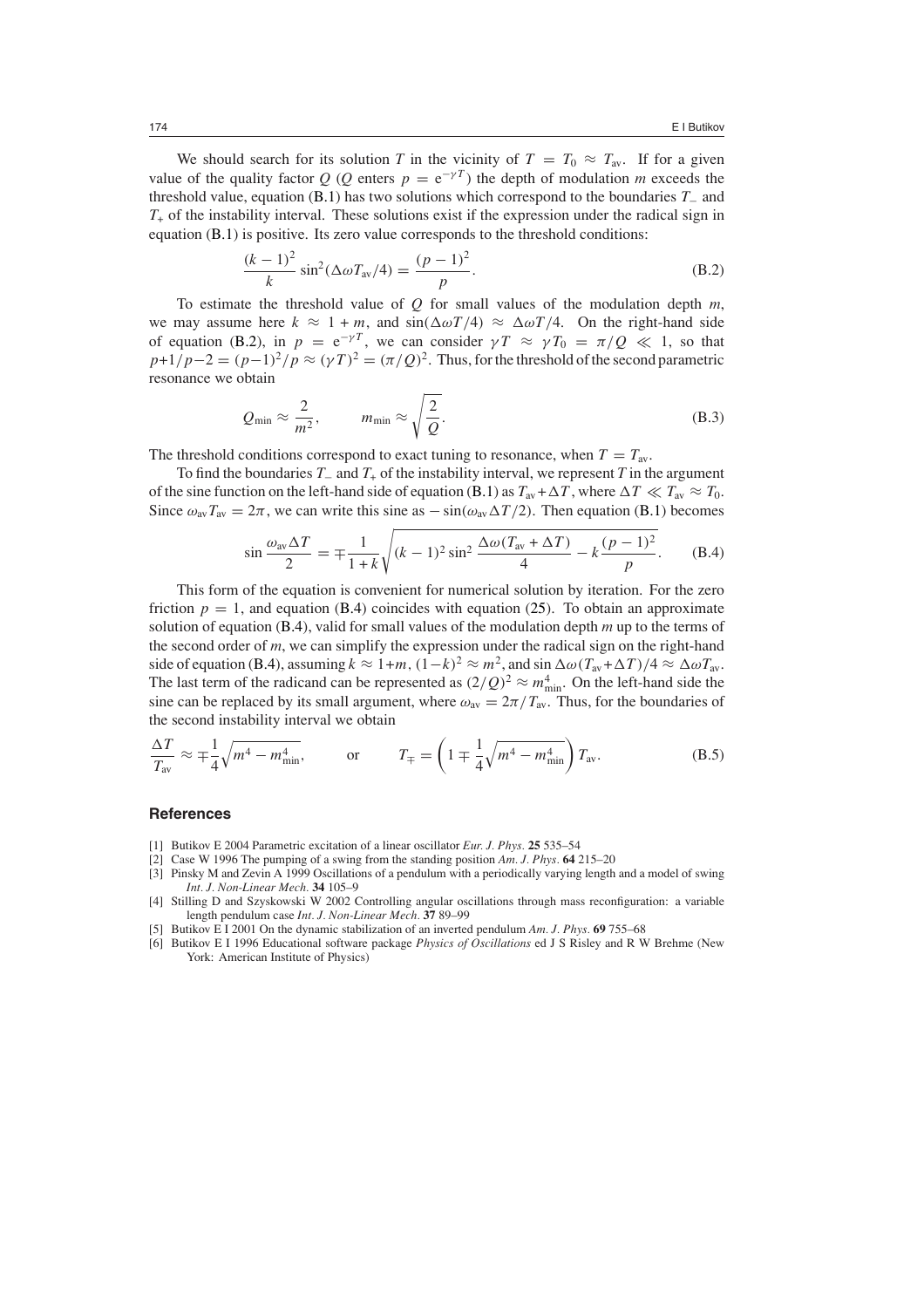We should search for its solution $T$ in the vicinity of $T = T_0 \approx T_{\rm av}$. If for a given value of the quality factor $Q$ ($Q$ enters $p = e^{-\gamma T}$) the depth of modulation $m$ exceeds the threshold value, equation (B.1) has two solutions which correspond to the boundaries $T_-$ and $T_+$ of the instability interval. These solutions exist if the expression under the radical sign in equation (B.1) is positive. Its zero value corresponds to the threshold conditions:

$$\frac{(k-1)^2}{k}\sin^2(\Delta\omega T_{\rm av}/4) = \frac{(p-1)^2}{p}. \tag{B.2}$$

To estimate the threshold value of $Q$ for small values of the modulation depth $m$, we may assume here $k \approx 1 + m$, and $\sin(\Delta\omega T/4) \approx \Delta\omega T/4$. On the right-hand side of equation (B.2), in $p = e^{-\gamma T}$, we can consider $\gamma T \approx \gamma T_0 = \pi/Q \ll 1$, so that $p+1/p-2 = (p-1)^2/p \approx (\gamma T)^2 = (\pi/Q)^2$. Thus, for the threshold of the second parametric resonance we obtain

$$Q_{\rm min} \approx \frac{2}{m^2}, \qquad m_{\rm min} \approx \sqrt{\frac{2}{Q}}. \tag{B.3}$$

The threshold conditions correspond to exact tuning to resonance, when $T = T_{\rm av}$.

To find the boundaries $T_-$ and $T_+$ of the instability interval, we represent $T$ in the argument of the sine function on the left-hand side of equation (B.1) as $T_{\rm av}+\Delta T$, where $\Delta T \ll T_{\rm av} \approx T_0$. Since $\omega_{\rm av}T_{\rm av} = 2\pi$, we can write this sine as $-\sin(\omega_{\rm av}\Delta T/2)$. Then equation (B.1) becomes

$$\sin\frac{\omega_{\rm av}\Delta T}{2} = \mp\frac{1}{1+k}\sqrt{(k-1)^2\sin^2\frac{\Delta\omega(T_{\rm av}+\Delta T)}{4} - k\frac{(p-1)^2}{p}}. \tag{B.4}$$

This form of the equation is convenient for numerical solution by iteration. For the zero friction $p = 1$, and equation (B.4) coincides with equation (25). To obtain an approximate solution of equation (B.4), valid for small values of the modulation depth $m$ up to the terms of the second order of $m$, we can simplify the expression under the radical sign on the right-hand side of equation (B.4), assuming $k \approx 1+m$, $(1-k)^2 \approx m^2$, and $\sin\Delta\omega(T_{\rm av}+\Delta T)/4 \approx \Delta\omega T_{\rm av}$. The last term of the radicand can be represented as $(2/Q)^2 \approx m^4_{\rm min}$. On the left-hand side the sine can be replaced by its small argument, where $\omega_{\rm av} = 2\pi/T_{\rm av}$. Thus, for the boundaries of the second instability interval we obtain

$$\frac{\Delta T}{T_{\rm av}} \approx \mp\frac{1}{4}\sqrt{m^4 - m^4_{\rm min}}, \qquad \text{or} \qquad T_{\mp} = \left(1 \mp \frac{1}{4}\sqrt{m^4 - m^4_{\rm min}}\right)T_{\rm av}. \tag{B.5}$$

## References

[1] Butikov E 2004 Parametric excitation of a linear oscillator *Eur. J. Phys.* **25** 535–54

[2] Case W 1996 The pumping of a swing from the standing position *Am. J. Phys.* **64** 215–20

[3] Pinsky M and Zevin A 1999 Oscillations of a pendulum with a periodically varying length and a model of swing *Int. J. Non-Linear Mech.* **34** 105–9

[4] Stilling D and Szyskowski W 2002 Controlling angular oscillations through mass reconfiguration: a variable length pendulum case *Int. J. Non-Linear Mech.* **37** 89–99

[5] Butikov E I 2001 On the dynamic stabilization of an inverted pendulum *Am. J. Phys.* **69** 755–68

[6] Butikov E I 1996 Educational software package *Physics of Oscillations* ed J S Risley and R W Brehme (New York: American Institute of Physics)